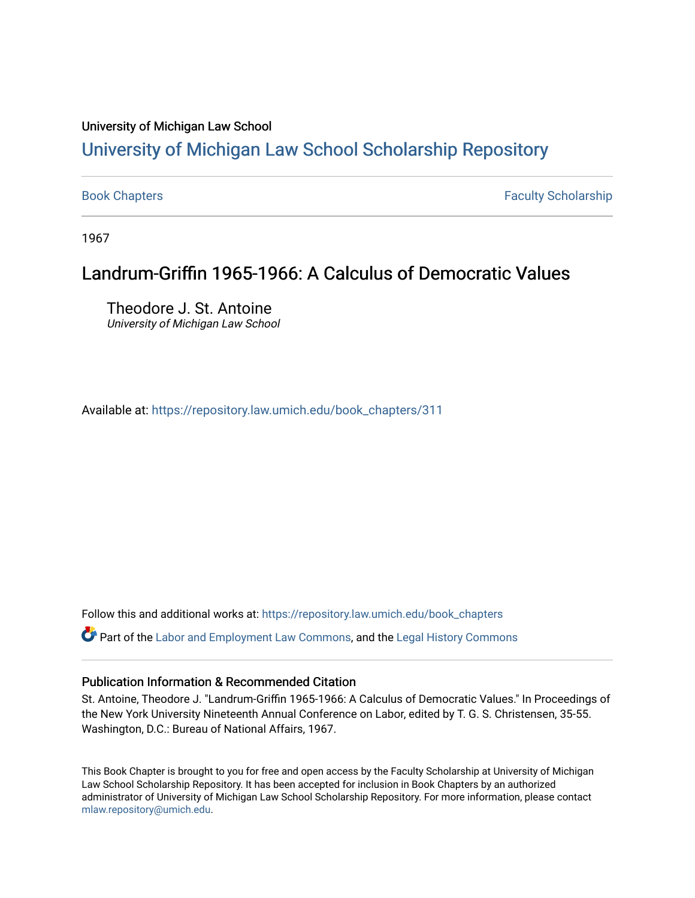University of Michigan Law School

# University of Michigan Law School Scholarship Repository

Book Chapters | Faculty Scholarship

1967

## Landrum-Griffin 1965-1966: A Calculus of Democratic Values

Theodore J. St. Antoine
*University of Michigan Law School*

Available at: https://repository.law.umich.edu/book_chapters/311

Follow this and additional works at: https://repository.law.umich.edu/book_chapters

Part of the Labor and Employment Law Commons, and the Legal History Commons

### Publication Information & Recommended Citation

St. Antoine, Theodore J. "Landrum-Griffin 1965-1966: A Calculus of Democratic Values." In Proceedings of the New York University Nineteenth Annual Conference on Labor, edited by T. G. S. Christensen, 35-55. Washington, D.C.: Bureau of National Affairs, 1967.

This Book Chapter is brought to you for free and open access by the Faculty Scholarship at University of Michigan Law School Scholarship Repository. It has been accepted for inclusion in Book Chapters by an authorized administrator of University of Michigan Law School Scholarship Repository. For more information, please contact mlaw.repository@umich.edu.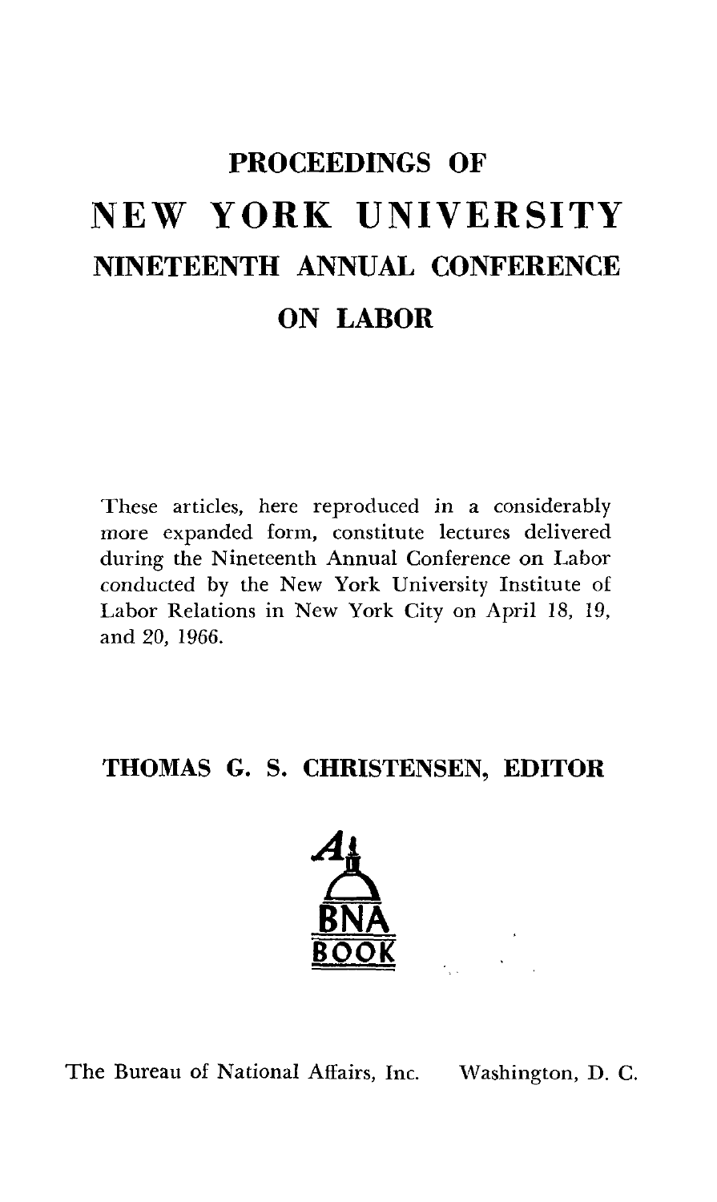# PROCEEDINGS OF

# NEW YORK UNIVERSITY

## NINETEENTH ANNUAL CONFERENCE

## ON LABOR

These articles, here reproduced in a considerably more expanded form, constitute lectures delivered during the Nineteenth Annual Conference on Labor conducted by the New York University Institute of Labor Relations in New York City on April 18, 19, and 20, 1966.

**THOMAS G. S. CHRISTENSEN, EDITOR**

A BNA BOOK

The Bureau of National Affairs, Inc. Washington, D. C.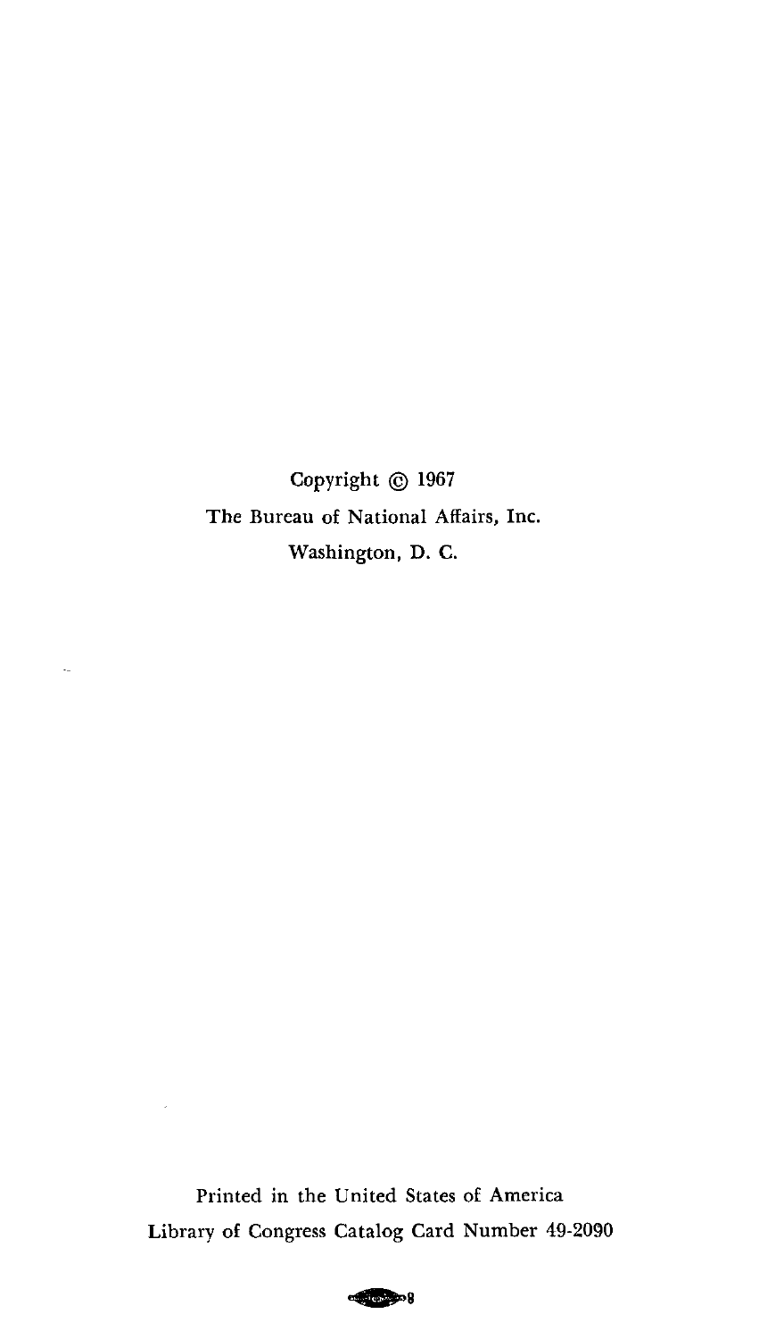Copyright © 1967

The Bureau of National Affairs, Inc.

Washington, D. C.

Printed in the United States of America

Library of Congress Catalog Card Number 49-2090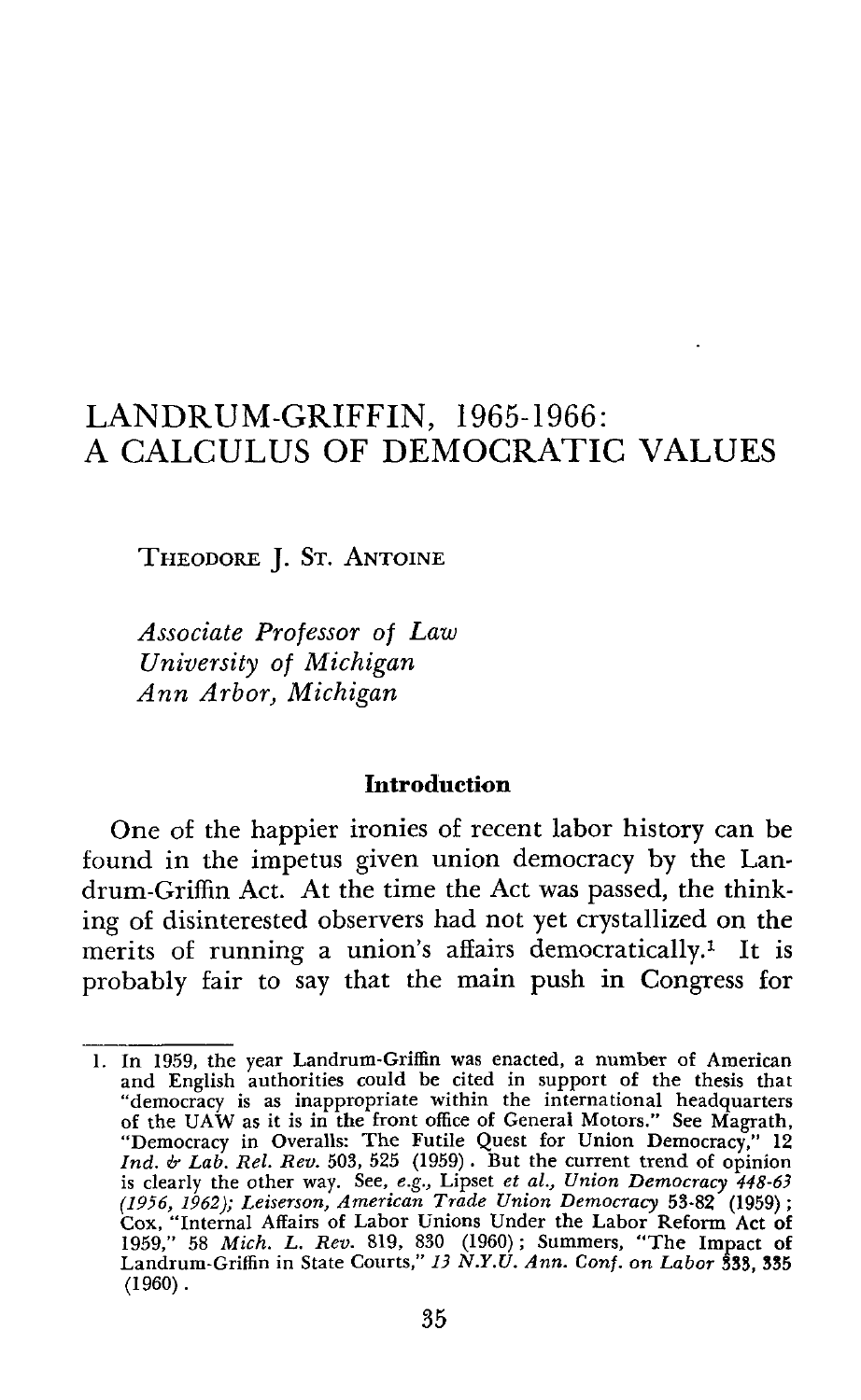# LANDRUM-GRIFFIN, 1965-1966: A CALCULUS OF DEMOCRATIC VALUES

THEODORE J. ST. ANTOINE

*Associate Professor of Law*
*University of Michigan*
*Ann Arbor, Michigan*

## Introduction

One of the happier ironies of recent labor history can be found in the impetus given union democracy by the Landrum-Griffin Act. At the time the Act was passed, the thinking of disinterested observers had not yet crystallized on the merits of running a union's affairs democratically.[1] It is probably fair to say that the main push in Congress for

---

1. In 1959, the year Landrum-Griffin was enacted, a number of American and English authorities could be cited in support of the thesis that "democracy is as inappropriate within the international headquarters of the UAW as it is in the front office of General Motors." See Magrath, "Democracy in Overalls: The Futile Quest for Union Democracy," 12 *Ind. & Lab. Rel. Rev.* 503, 525 (1959). But the current trend of opinion is clearly the other way. See, *e.g.*, Lipset *et al.*, *Union Democracy 448-63 (1956, 1962); Leiserson, American Trade Union Democracy* 53-82 (1959); Cox, "Internal Affairs of Labor Unions Under the Labor Reform Act of 1959," 58 *Mich. L. Rev.* 819, 830 (1960); Summers, "The Impact of Landrum-Griffin in State Courts," *13 N.Y.U. Ann. Conf. on Labor* 333, 335 (1960).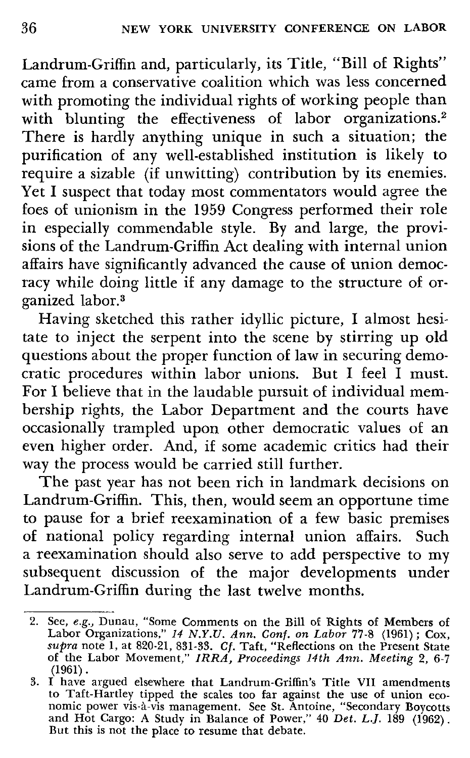Landrum-Griffin and, particularly, its Title, "Bill of Rights" came from a conservative coalition which was less concerned with promoting the individual rights of working people than with blunting the effectiveness of labor organizations.[2] There is hardly anything unique in such a situation; the purification of any well-established institution is likely to require a sizable (if unwitting) contribution by its enemies. Yet I suspect that today most commentators would agree the foes of unionism in the 1959 Congress performed their role in especially commendable style. By and large, the provisions of the Landrum-Griffin Act dealing with internal union affairs have significantly advanced the cause of union democracy while doing little if any damage to the structure of organized labor.[3]

Having sketched this rather idyllic picture, I almost hesitate to inject the serpent into the scene by stirring up old questions about the proper function of law in securing democratic procedures within labor unions. But I feel I must. For I believe that in the laudable pursuit of individual membership rights, the Labor Department and the courts have occasionally trampled upon other democratic values of an even higher order. And, if some academic critics had their way the process would be carried still further.

The past year has not been rich in landmark decisions on Landrum-Griffin. This, then, would seem an opportune time to pause for a brief reexamination of a few basic premises of national policy regarding internal union affairs. Such a reexamination should also serve to add perspective to my subsequent discussion of the major developments under Landrum-Griffin during the last twelve months.

---

2. See, *e.g.*, Dunau, "Some Comments on the Bill of Rights of Members of Labor Organizations," *14 N.Y.U. Ann. Conf. on Labor* 77-8 (1961); Cox, *supra* note 1, at 820-21, 831-33. *Cf.* Taft, "Reflections on the Present State of the Labor Movement," *IRRA, Proceedings 14th Ann. Meeting* 2, 6-7 (1961).

3. I have argued elsewhere that Landrum-Griffin's Title VII amendments to Taft-Hartley tipped the scales too far against the use of union economic power vis-à-vis management. See St. Antoine, "Secondary Boycotts and Hot Cargo: A Study in Balance of Power," 40 *Det. L.J.* 189 (1962). But this is not the place to resume that debate.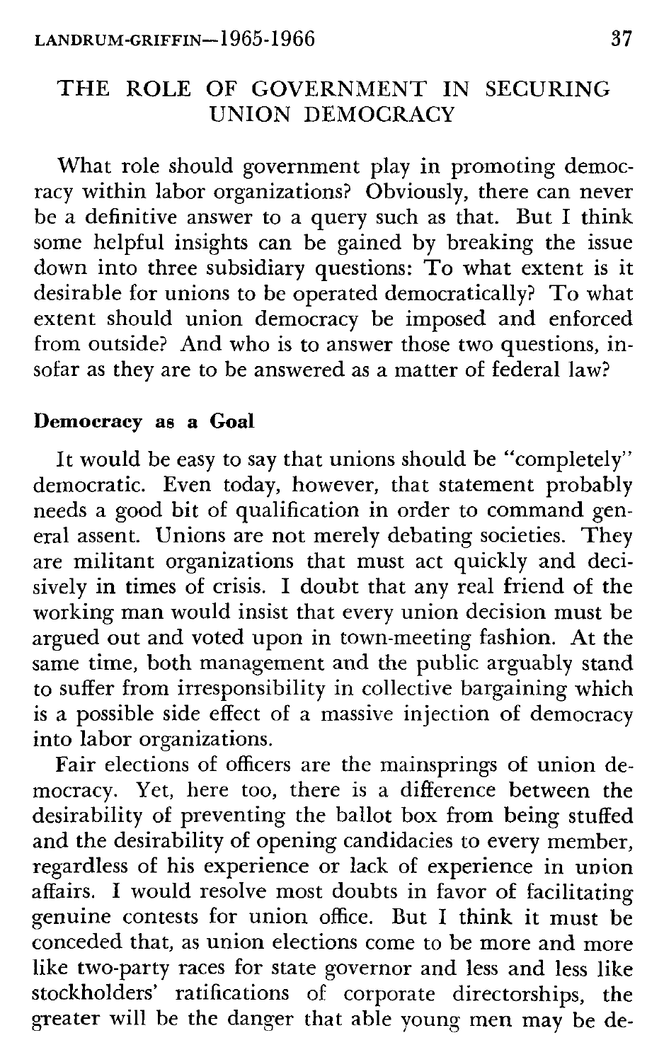## THE ROLE OF GOVERNMENT IN SECURING UNION DEMOCRACY

What role should government play in promoting democracy within labor organizations? Obviously, there can never be a definitive answer to a query such as that. But I think some helpful insights can be gained by breaking the issue down into three subsidiary questions: To what extent is it desirable for unions to be operated democratically? To what extent should union democracy be imposed and enforced from outside? And who is to answer those two questions, insofar as they are to be answered as a matter of federal law?

### Democracy as a Goal

It would be easy to say that unions should be "completely" democratic. Even today, however, that statement probably needs a good bit of qualification in order to command general assent. Unions are not merely debating societies. They are militant organizations that must act quickly and decisively in times of crisis. I doubt that any real friend of the working man would insist that every union decision must be argued out and voted upon in town-meeting fashion. At the same time, both management and the public arguably stand to suffer from irresponsibility in collective bargaining which is a possible side effect of a massive injection of democracy into labor organizations.

Fair elections of officers are the mainsprings of union democracy. Yet, here too, there is a difference between the desirability of preventing the ballot box from being stuffed and the desirability of opening candidacies to every member, regardless of his experience or lack of experience in union affairs. I would resolve most doubts in favor of facilitating genuine contests for union office. But I think it must be conceded that, as union elections come to be more and more like two-party races for state governor and less and less like stockholders' ratifications of corporate directorships, the greater will be the danger that able young men may be de-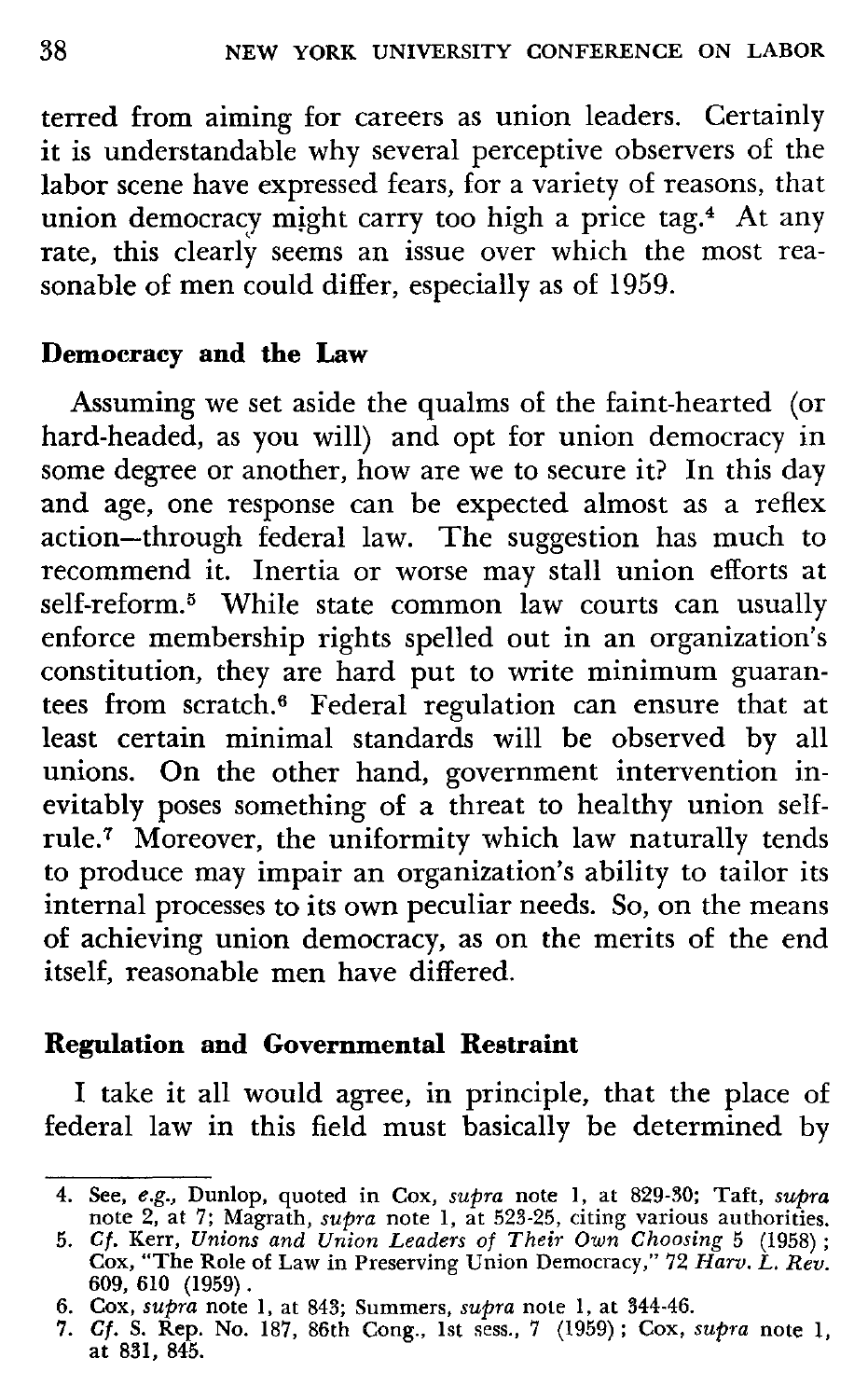terred from aiming for careers as union leaders. Certainly it is understandable why several perceptive observers of the labor scene have expressed fears, for a variety of reasons, that union democracy might carry too high a price tag.[4] At any rate, this clearly seems an issue over which the most reasonable of men could differ, especially as of 1959.

**Democracy and the Law**

Assuming we set aside the qualms of the faint-hearted (or hard-headed, as you will) and opt for union democracy in some degree or another, how are we to secure it? In this day and age, one response can be expected almost as a reflex action—through federal law. The suggestion has much to recommend it. Inertia or worse may stall union efforts at self-reform.[5] While state common law courts can usually enforce membership rights spelled out in an organization's constitution, they are hard put to write minimum guarantees from scratch.[6] Federal regulation can ensure that at least certain minimal standards will be observed by all unions. On the other hand, government intervention inevitably poses something of a threat to healthy union self-rule.[7] Moreover, the uniformity which law naturally tends to produce may impair an organization's ability to tailor its internal processes to its own peculiar needs. So, on the means of achieving union democracy, as on the merits of the end itself, reasonable men have differed.

**Regulation and Governmental Restraint**

I take it all would agree, in principle, that the place of federal law in this field must basically be determined by

---

4. See, *e.g.,* Dunlop, quoted in Cox, *supra* note 1, at 829-30; Taft, *supra* note 2, at 7; Magrath, *supra* note 1, at 523-25, citing various authorities.
5. *Cf.* Kerr, *Unions and Union Leaders of Their Own Choosing* 5 (1958); Cox, "The Role of Law in Preserving Union Democracy," 72 *Harv. L. Rev.* 609, 610 (1959).
6. Cox, *supra* note 1, at 843; Summers, *supra* note 1, at 344-46.
7. *Cf.* S. Rep. No. 187, 86th Cong., 1st sess., 7 (1959); Cox, *supra* note 1, at 831, 845.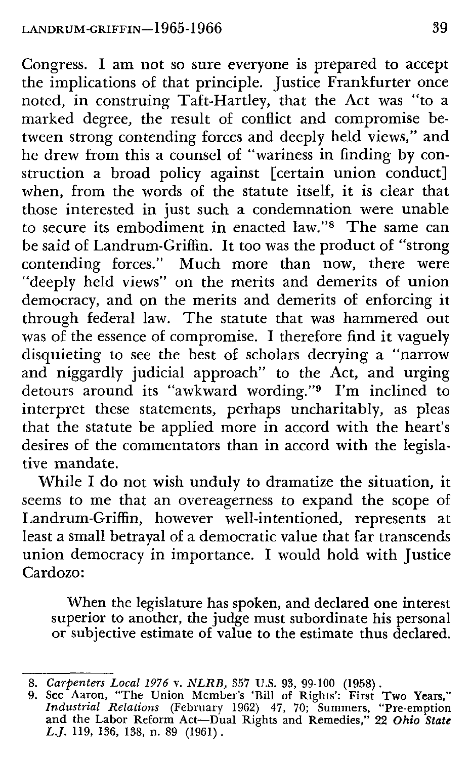Congress. I am not so sure everyone is prepared to accept the implications of that principle. Justice Frankfurter once noted, in construing Taft-Hartley, that the Act was "to a marked degree, the result of conflict and compromise between strong contending forces and deeply held views," and he drew from this a counsel of "wariness in finding by construction a broad policy against [certain union conduct] when, from the words of the statute itself, it is clear that those interested in just such a condemnation were unable to secure its embodiment in enacted law."[8] The same can be said of Landrum-Griffin. It too was the product of "strong contending forces." Much more than now, there were "deeply held views" on the merits and demerits of union democracy, and on the merits and demerits of enforcing it through federal law. The statute that was hammered out was of the essence of compromise. I therefore find it vaguely disquieting to see the best of scholars decrying a "narrow and niggardly judicial approach" to the Act, and urging detours around its "awkward wording."[9] I'm inclined to interpret these statements, perhaps uncharitably, as pleas that the statute be applied more in accord with the heart's desires of the commentators than in accord with the legislative mandate.

While I do not wish unduly to dramatize the situation, it seems to me that an overeagerness to expand the scope of Landrum-Griffin, however well-intentioned, represents at least a small betrayal of a democratic value that far transcends union democracy in importance. I would hold with Justice Cardozo:

> When the legislature has spoken, and declared one interest superior to another, the judge must subordinate his personal or subjective estimate of value to the estimate thus declared.

---

8. *Carpenters Local 1976* v. *NLRB*, 357 U.S. 93, 99-100 (1958).
9. See Aaron, "The Union Member's 'Bill of Rights': First Two Years," *Industrial Relations* (February 1962) 47, 70; Summers, "Pre-emption and the Labor Reform Act—Dual Rights and Remedies," 22 *Ohio State L.J.* 119, 136, 138, n. 89 (1961).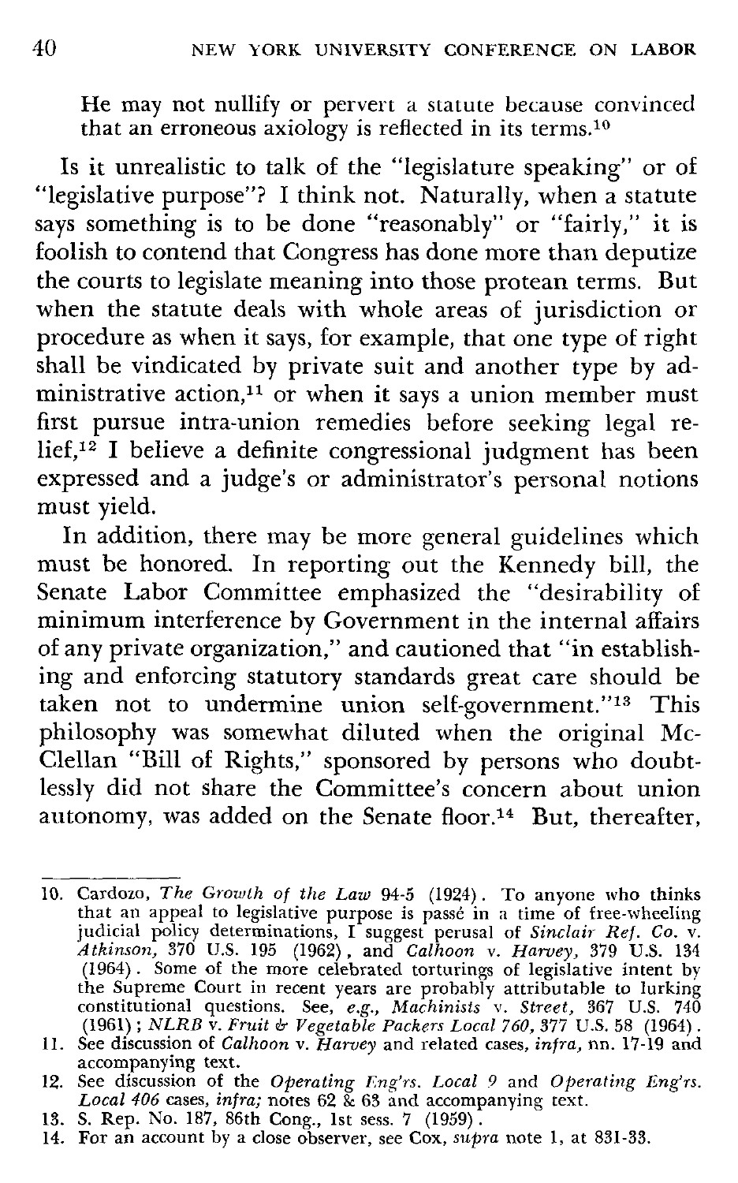He may not nullify or pervert a statute because convinced that an erroneous axiology is reflected in its terms.[10]

Is it unrealistic to talk of the "legislature speaking" or of "legislative purpose"? I think not. Naturally, when a statute says something is to be done "reasonably" or "fairly," it is foolish to contend that Congress has done more than deputize the courts to legislate meaning into those protean terms. But when the statute deals with whole areas of jurisdiction or procedure as when it says, for example, that one type of right shall be vindicated by private suit and another type by administrative action,[11] or when it says a union member must first pursue intra-union remedies before seeking legal relief,[12] I believe a definite congressional judgment has been expressed and a judge's or administrator's personal notions must yield.

In addition, there may be more general guidelines which must be honored. In reporting out the Kennedy bill, the Senate Labor Committee emphasized the "desirability of minimum interference by Government in the internal affairs of any private organization," and cautioned that "in establishing and enforcing statutory standards great care should be taken not to undermine union self-government."[13] This philosophy was somewhat diluted when the original McClellan "Bill of Rights," sponsored by persons who doubtlessly did not share the Committee's concern about union autonomy, was added on the Senate floor.[14] But, thereafter,

---

10. Cardozo, *The Growth of the Law* 94-5 (1924). To anyone who thinks that an appeal to legislative purpose is passé in a time of free-wheeling judicial policy determinations, I suggest perusal of *Sinclair Ref. Co.* v. *Atkinson*, 370 U.S. 195 (1962), and *Calhoon* v. *Harvey*, 379 U.S. 134 (1964). Some of the more celebrated torturings of legislative intent by the Supreme Court in recent years are probably attributable to lurking constitutional questions. See, *e.g.*, *Machinists* v. *Street*, 367 U.S. 740 (1961); *NLRB* v. *Fruit & Vegetable Packers Local 760*, 377 U.S. 58 (1964).
11. See discussion of *Calhoon* v. *Harvey* and related cases, *infra*, nn. 17-19 and accompanying text.
12. See discussion of the *Operating Eng'rs. Local 9* and *Operating Eng'rs. Local 406* cases, *infra*; notes 62 & 63 and accompanying text.
13. S. Rep. No. 187, 86th Cong., 1st sess. 7 (1959).
14. For an account by a close observer, see Cox, *supra* note 1, at 831-33.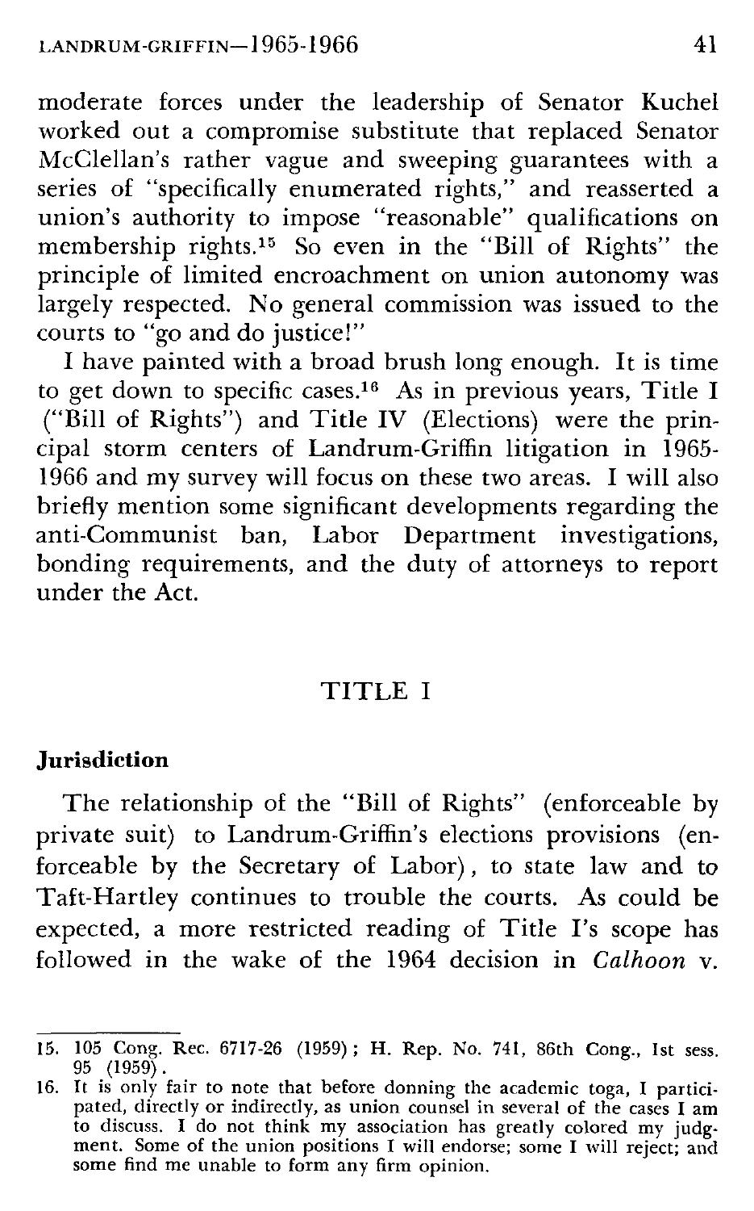moderate forces under the leadership of Senator Kuchel worked out a compromise substitute that replaced Senator McClellan's rather vague and sweeping guarantees with a series of "specifically enumerated rights," and reasserted a union's authority to impose "reasonable" qualifications on membership rights.[15] So even in the "Bill of Rights" the principle of limited encroachment on union autonomy was largely respected. No general commission was issued to the courts to "go and do justice!"

I have painted with a broad brush long enough. It is time to get down to specific cases.[16] As in previous years, Title I ("Bill of Rights") and Title IV (Elections) were the principal storm centers of Landrum-Griffin litigation in 1965-1966 and my survey will focus on these two areas. I will also briefly mention some significant developments regarding the anti-Communist ban, Labor Department investigations, bonding requirements, and the duty of attorneys to report under the Act.

## TITLE I

### Jurisdiction

The relationship of the "Bill of Rights" (enforceable by private suit) to Landrum-Griffin's elections provisions (enforceable by the Secretary of Labor), to state law and to Taft-Hartley continues to trouble the courts. As could be expected, a more restricted reading of Title I's scope has followed in the wake of the 1964 decision in *Calhoon* v.

---

15. 105 Cong. Rec. 6717-26 (1959); H. Rep. No. 741, 86th Cong., 1st sess. 95 (1959).

16. It is only fair to note that before donning the academic toga, I participated, directly or indirectly, as union counsel in several of the cases I am to discuss. I do not think my association has greatly colored my judgment. Some of the union positions I will endorse; some I will reject; and some find me unable to form any firm opinion.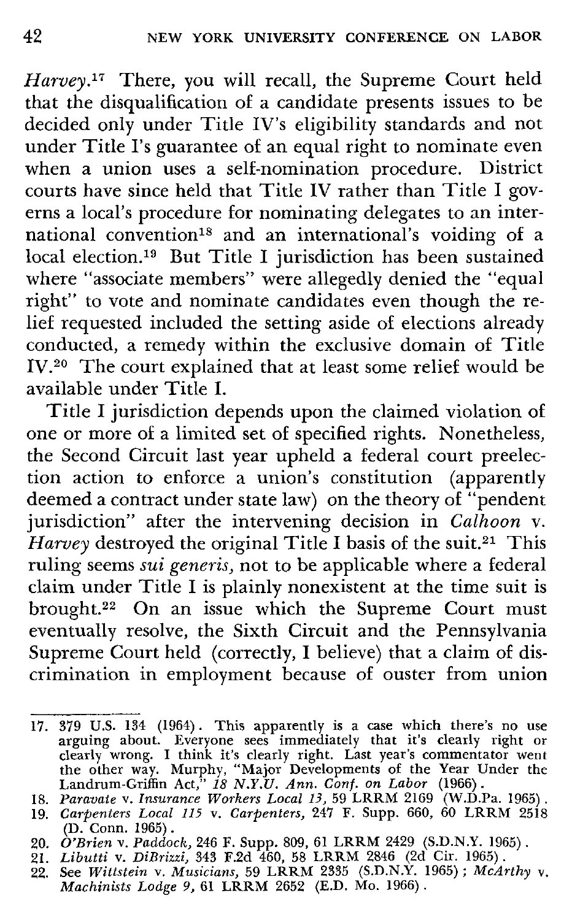*Harvey.*[17] There, you will recall, the Supreme Court held that the disqualification of a candidate presents issues to be decided only under Title IV's eligibility standards and not under Title I's guarantee of an equal right to nominate even when a union uses a self-nomination procedure. District courts have since held that Title IV rather than Title I governs a local's procedure for nominating delegates to an international convention[18] and an international's voiding of a local election.[19] But Title I jurisdiction has been sustained where "associate members" were allegedly denied the "equal right" to vote and nominate candidates even though the relief requested included the setting aside of elections already conducted, a remedy within the exclusive domain of Title IV.[20] The court explained that at least some relief would be available under Title I.

Title I jurisdiction depends upon the claimed violation of one or more of a limited set of specified rights. Nonetheless, the Second Circuit last year upheld a federal court preelection action to enforce a union's constitution (apparently deemed a contract under state law) on the theory of "pendent jurisdiction" after the intervening decision in *Calhoon* v. *Harvey* destroyed the original Title I basis of the suit.[21] This ruling seems *sui generis,* not to be applicable where a federal claim under Title I is plainly nonexistent at the time suit is brought.[22] On an issue which the Supreme Court must eventually resolve, the Sixth Circuit and the Pennsylvania Supreme Court held (correctly, I believe) that a claim of discrimination in employment because of ouster from union

---

17. 379 U.S. 134 (1964). This apparently is a case which there's no use arguing about. Everyone sees immediately that it's clearly right or clearly wrong. I think it's clearly right. Last year's commentator went the other way. Murphy, "Major Developments of the Year Under the Landrum-Griffin Act," *18 N.Y.U. Ann. Conf. on Labor* (1966).
18. *Paravate* v. *Insurance Workers Local 13,* 59 LRRM 2169 (W.D.Pa. 1965).
19. *Carpenters Local 115* v. *Carpenters,* 247 F. Supp. 660, 60 LRRM 2518 (D. Conn. 1965).
20. *O'Brien* v. *Paddock,* 246 F. Supp. 809, 61 LRRM 2429 (S.D.N.Y. 1965).
21. *Libutti* v. *DiBrizzi,* 343 F.2d 460, 58 LRRM 2846 (2d Cir. 1965).
22. See *Wittstein* v. *Musicians,* 59 LRRM 2335 (S.D.N.Y. 1965); *McArthy* v. *Machinists Lodge 9,* 61 LRRM 2652 (E.D. Mo. 1966).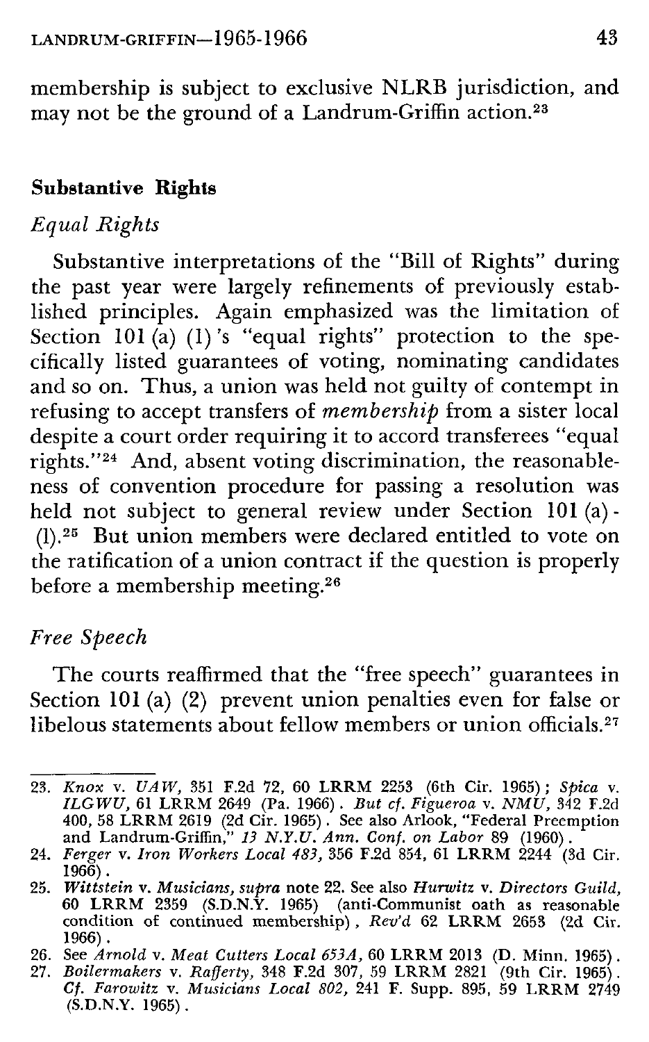membership is subject to exclusive NLRB jurisdiction, and may not be the ground of a Landrum-Griffin action.[23]

## Substantive Rights

### *Equal Rights*

Substantive interpretations of the "Bill of Rights" during the past year were largely refinements of previously established principles. Again emphasized was the limitation of Section 101 (a) (1)'s "equal rights" protection to the specifically listed guarantees of voting, nominating candidates and so on. Thus, a union was held not guilty of contempt in refusing to accept transfers of *membership* from a sister local despite a court order requiring it to accord transferees "equal rights."[24] And, absent voting discrimination, the reasonableness of convention procedure for passing a resolution was held not subject to general review under Section 101 (a)-(1).[25] But union members were declared entitled to vote on the ratification of a union contract if the question is properly before a membership meeting.[26]

### *Free Speech*

The courts reaffirmed that the "free speech" guarantees in Section 101 (a) (2) prevent union penalties even for false or libelous statements about fellow members or union officials.[27]

---

23. *Knox* v. *UAW*, 351 F.2d 72, 60 LRRM 2253 (6th Cir. 1965); *Spica* v. *ILGWU*, 61 LRRM 2649 (Pa. 1966). *But cf. Figueroa* v. *NMU*, 342 F.2d 400, 58 LRRM 2619 (2d Cir. 1965). See also Arlook, "Federal Preemption and Landrum-Griffin," *13 N.Y.U. Ann. Conf. on Labor* 89 (1960).
24. *Ferger* v. *Iron Workers Local 483*, 356 F.2d 854, 61 LRRM 2244 (3d Cir. 1966).
25. *Wittstein* v. *Musicians, supra* note 22. See also *Hurwitz* v. *Directors Guild*, 60 LRRM 2359 (S.D.N.Y. 1965) (anti-Communist oath as reasonable condition of continued membership), *Rev'd* 62 LRRM 2653 (2d Cir. 1966).
26. See *Arnold* v. *Meat Cutters Local 653A*, 60 LRRM 2013 (D. Minn. 1965).
27. *Boilermakers* v. *Rafferty*, 348 F.2d 307, 59 LRRM 2821 (9th Cir. 1965). *Cf. Farowitz* v. *Musicians Local 802*, 241 F. Supp. 895, 59 LRRM 2749 (S.D.N.Y. 1965).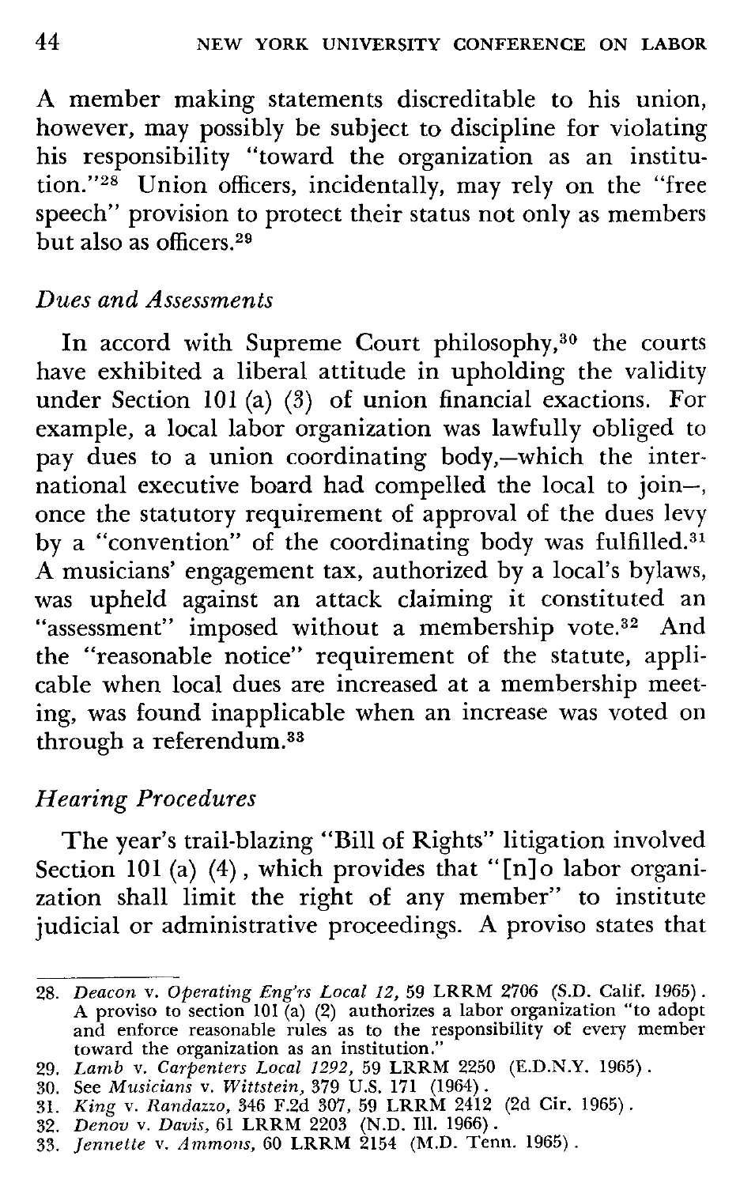A member making statements discreditable to his union, however, may possibly be subject to discipline for violating his responsibility "toward the organization as an institution."[28] Union officers, incidentally, may rely on the "free speech" provision to protect their status not only as members but also as officers.[29]

### *Dues and Assessments*

In accord with Supreme Court philosophy,[30] the courts have exhibited a liberal attitude in upholding the validity under Section 101 (a) (3) of union financial exactions. For example, a local labor organization was lawfully obliged to pay dues to a union coordinating body,—which the international executive board had compelled the local to join—, once the statutory requirement of approval of the dues levy by a "convention" of the coordinating body was fulfilled.[31] A musicians' engagement tax, authorized by a local's bylaws, was upheld against an attack claiming it constituted an "assessment" imposed without a membership vote.[32] And the "reasonable notice" requirement of the statute, applicable when local dues are increased at a membership meeting, was found inapplicable when an increase was voted on through a referendum.[33]

### *Hearing Procedures*

The year's trail-blazing "Bill of Rights" litigation involved Section 101 (a) (4), which provides that "[n]o labor organization shall limit the right of any member" to institute judicial or administrative proceedings. A proviso states that

---

28. *Deacon* v. *Operating Eng'rs Local 12,* 59 LRRM 2706 (S.D. Calif. 1965). A proviso to section 101 (a) (2) authorizes a labor organization "to adopt and enforce reasonable rules as to the responsibility of every member toward the organization as an institution."
29. *Lamb* v. *Carpenters Local 1292,* 59 LRRM 2250 (E.D.N.Y. 1965).
30. See *Musicians* v. *Wittstein,* 379 U.S. 171 (1964).
31. *King* v. *Randazzo,* 346 F.2d 307, 59 LRRM 2412 (2d Cir. 1965).
32. *Denov* v. *Davis,* 61 LRRM 2203 (N.D. Ill. 1966).
33. *Jennette* v. *Ammons,* 60 LRRM 2154 (M.D. Tenn. 1965).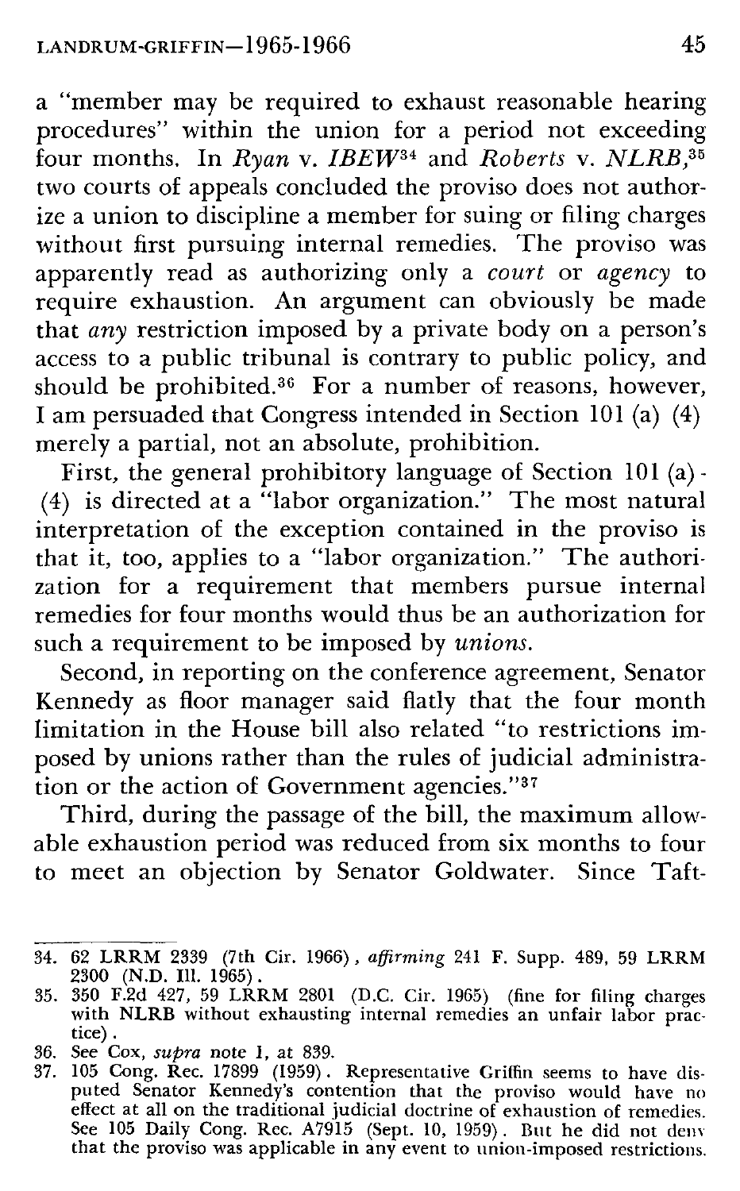a "member may be required to exhaust reasonable hearing procedures" within the union for a period not exceeding four months. In *Ryan* v. *IBEW*[34] and *Roberts* v. *NLRB*,[35] two courts of appeals concluded the proviso does not authorize a union to discipline a member for suing or filing charges without first pursuing internal remedies. The proviso was apparently read as authorizing only a *court* or *agency* to require exhaustion. An argument can obviously be made that *any* restriction imposed by a private body on a person's access to a public tribunal is contrary to public policy, and should be prohibited.[36] For a number of reasons, however, I am persuaded that Congress intended in Section 101 (a) (4) merely a partial, not an absolute, prohibition.

First, the general prohibitory language of Section 101 (a) (4) is directed at a "labor organization." The most natural interpretation of the exception contained in the proviso is that it, too, applies to a "labor organization." The authorization for a requirement that members pursue internal remedies for four months would thus be an authorization for such a requirement to be imposed by *unions*.

Second, in reporting on the conference agreement, Senator Kennedy as floor manager said flatly that the four month limitation in the House bill also related "to restrictions imposed by unions rather than the rules of judicial administration or the action of Government agencies."[37]

Third, during the passage of the bill, the maximum allowable exhaustion period was reduced from six months to four to meet an objection by Senator Goldwater. Since Taft-

---

34. 62 LRRM 2339 (7th Cir. 1966), *affirming* 241 F. Supp. 489, 59 LRRM 2300 (N.D. Ill. 1965).
35. 350 F.2d 427, 59 LRRM 2801 (D.C. Cir. 1965) (fine for filing charges with NLRB without exhausting internal remedies an unfair labor practice).
36. See Cox, *supra* note 1, at 839.
37. 105 Cong. Rec. 17899 (1959). Representative Griffin seems to have disputed Senator Kennedy's contention that the proviso would have no effect at all on the traditional judicial doctrine of exhaustion of remedies. See 105 Daily Cong. Rec. A7915 (Sept. 10, 1959). But he did not deny that the proviso was applicable in any event to union-imposed restrictions.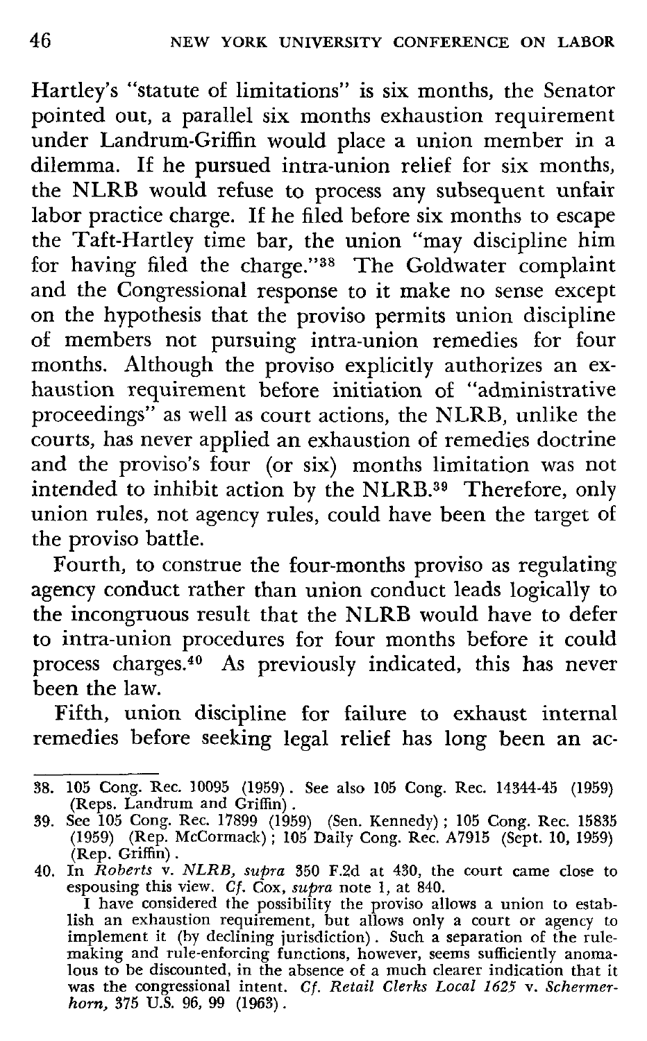Hartley's "statute of limitations" is six months, the Senator pointed out, a parallel six months exhaustion requirement under Landrum-Griffin would place a union member in a dilemma. If he pursued intra-union relief for six months, the NLRB would refuse to process any subsequent unfair labor practice charge. If he filed before six months to escape the Taft-Hartley time bar, the union "may discipline him for having filed the charge."[38] The Goldwater complaint and the Congressional response to it make no sense except on the hypothesis that the proviso permits union discipline of members not pursuing intra-union remedies for four months. Although the proviso explicitly authorizes an exhaustion requirement before initiation of "administrative proceedings" as well as court actions, the NLRB, unlike the courts, has never applied an exhaustion of remedies doctrine and the proviso's four (or six) months limitation was not intended to inhibit action by the NLRB.[39] Therefore, only union rules, not agency rules, could have been the target of the proviso battle.

Fourth, to construe the four-months proviso as regulating agency conduct rather than union conduct leads logically to the incongruous result that the NLRB would have to defer to intra-union procedures for four months before it could process charges.[40] As previously indicated, this has never been the law.

Fifth, union discipline for failure to exhaust internal remedies before seeking legal relief has long been an ac-

---

38. 105 Cong. Rec. 10095 (1959). See also 105 Cong. Rec. 14344-45 (1959) (Reps. Landrum and Griffin).

39. See 105 Cong. Rec. 17899 (1959) (Sen. Kennedy); 105 Cong. Rec. 15835 (1959) (Rep. McCormack); 105 Daily Cong. Rec. A7915 (Sept. 10, 1959) (Rep. Griffin).

40. In *Roberts* v. *NLRB, supra* 350 F.2d at 430, the court came close to espousing this view. *Cf.* Cox, *supra* note 1, at 840.

I have considered the possibility the proviso allows a union to establish an exhaustion requirement, but allows only a court or agency to implement it (by declining jurisdiction). Such a separation of the rule-making and rule-enforcing functions, however, seems sufficiently anomalous to be discounted, in the absence of a much clearer indication that it was the congressional intent. *Cf. Retail Clerks Local 1625* v. *Schermerhorn,* 375 U.S. 96, 99 (1963).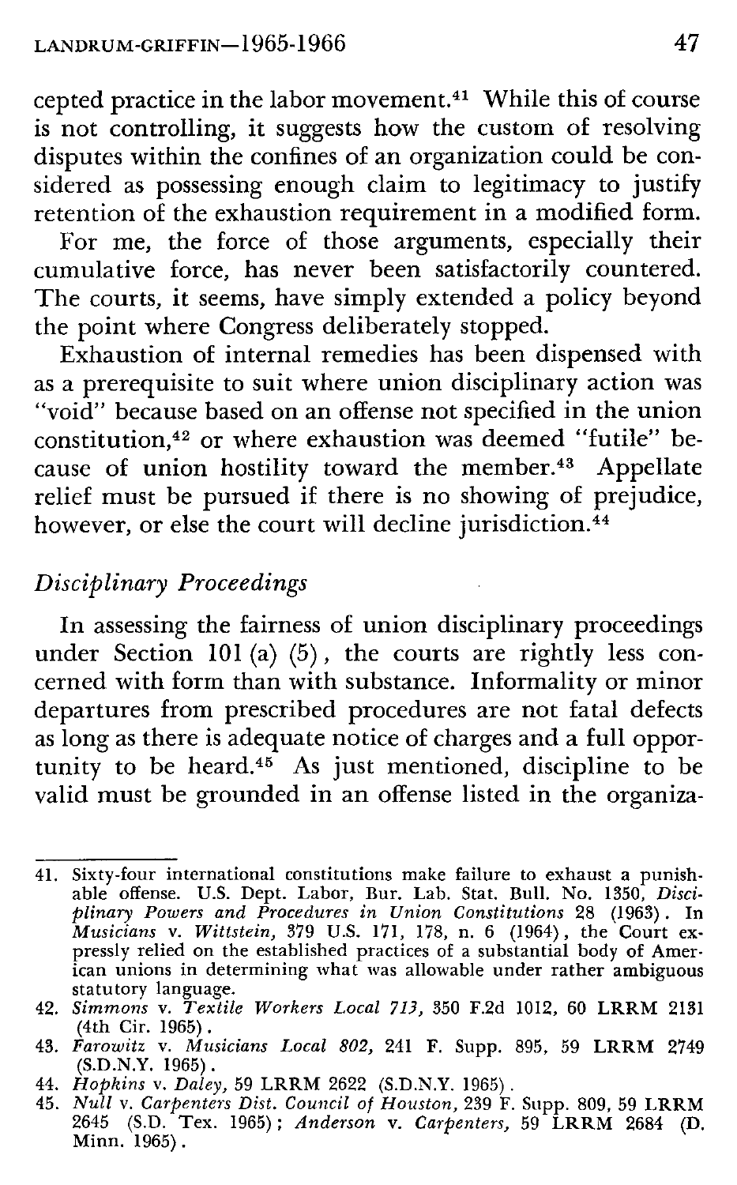cepted practice in the labor movement.[41] While this of course is not controlling, it suggests how the custom of resolving disputes within the confines of an organization could be considered as possessing enough claim to legitimacy to justify retention of the exhaustion requirement in a modified form.

For me, the force of those arguments, especially their cumulative force, has never been satisfactorily countered. The courts, it seems, have simply extended a policy beyond the point where Congress deliberately stopped.

Exhaustion of internal remedies has been dispensed with as a prerequisite to suit where union disciplinary action was "void" because based on an offense not specified in the union constitution,[42] or where exhaustion was deemed "futile" because of union hostility toward the member.[43] Appellate relief must be pursued if there is no showing of prejudice, however, or else the court will decline jurisdiction.[44]

### *Disciplinary Proceedings*

In assessing the fairness of union disciplinary proceedings under Section 101 (a) (5), the courts are rightly less concerned with form than with substance. Informality or minor departures from prescribed procedures are not fatal defects as long as there is adequate notice of charges and a full opportunity to be heard.[45] As just mentioned, discipline to be valid must be grounded in an offense listed in the organiza-

---

41. Sixty-four international constitutions make failure to exhaust a punishable offense. U.S. Dept. Labor, Bur. Lab. Stat. Bull. No. 1350, *Disciplinary Powers and Procedures in Union Constitutions* 28 (1963). In *Musicians* v. *Wittstein*, 379 U.S. 171, 178, n. 6 (1964), the Court expressly relied on the established practices of a substantial body of American unions in determining what was allowable under rather ambiguous statutory language.
42. *Simmons* v. *Textile Workers Local 713*, 350 F.2d 1012, 60 LRRM 2131 (4th Cir. 1965).
43. *Farowitz* v. *Musicians Local 802*, 241 F. Supp. 895, 59 LRRM 2749 (S.D.N.Y. 1965).
44. *Hopkins* v. *Daley*, 59 LRRM 2622 (S.D.N.Y. 1965).
45. *Null* v. *Carpenters Dist. Council of Houston*, 239 F. Supp. 809, 59 LRRM 2645 (S.D. Tex. 1965); *Anderson* v. *Carpenters*, 59 LRRM 2684 (D. Minn. 1965).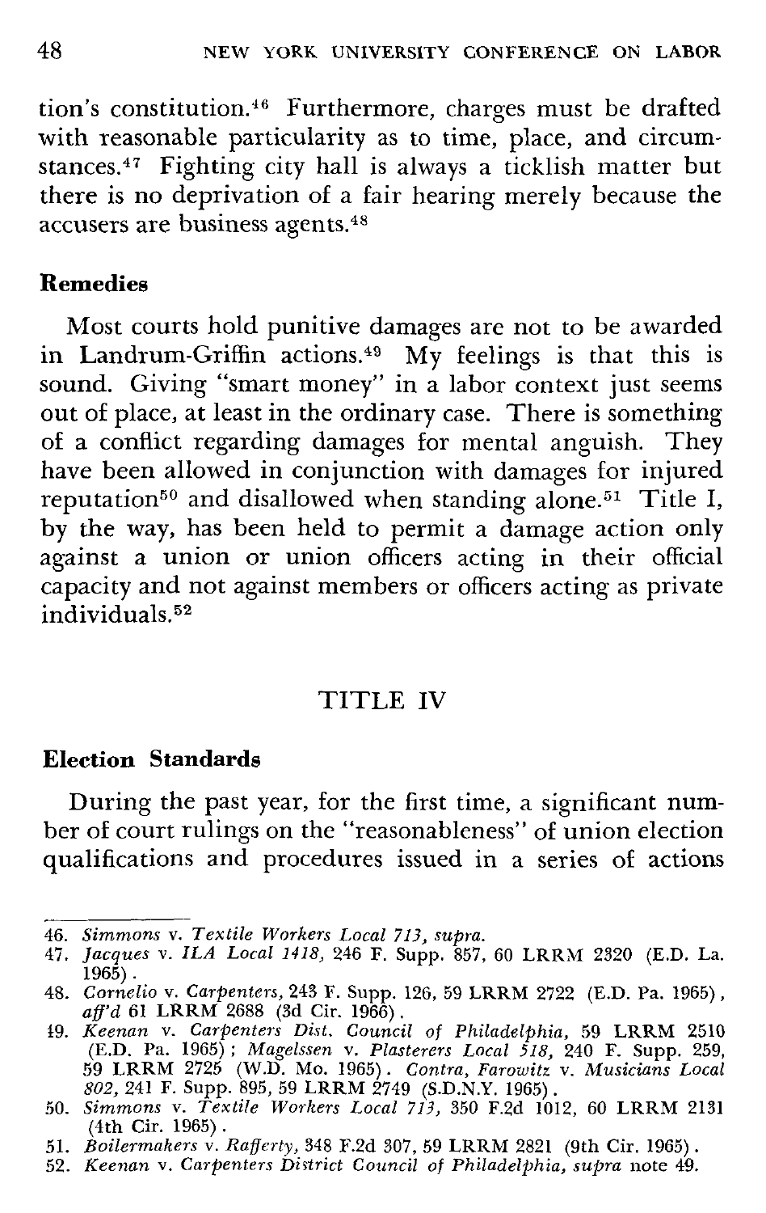tion's constitution.[46] Furthermore, charges must be drafted with reasonable particularity as to time, place, and circumstances.[47] Fighting city hall is always a ticklish matter but there is no deprivation of a fair hearing merely because the accusers are business agents.[48]

### Remedies

Most courts hold punitive damages are not to be awarded in Landrum-Griffin actions.[49] My feelings is that this is sound. Giving "smart money" in a labor context just seems out of place, at least in the ordinary case. There is something of a conflict regarding damages for mental anguish. They have been allowed in conjunction with damages for injured reputation[50] and disallowed when standing alone.[51] Title I, by the way, has been held to permit a damage action only against a union or union officers acting in their official capacity and not against members or officers acting as private individuals.[52]

## TITLE IV

### Election Standards

During the past year, for the first time, a significant number of court rulings on the "reasonableness" of union election qualifications and procedures issued in a series of actions

---

46. *Simmons* v. *Textile Workers Local 713, supra.*
47. *Jacques* v. *ILA Local 1418,* 246 F. Supp. 857, 60 LRRM 2320 (E.D. La. 1965).
48. *Cornelio* v. *Carpenters,* 243 F. Supp. 126, 59 LRRM 2722 (E.D. Pa. 1965), *aff'd* 61 LRRM 2688 (3d Cir. 1966).
49. *Keenan* v. *Carpenters Dist. Council of Philadelphia,* 59 LRRM 2510 (E.D. Pa. 1965); *Magelssen* v. *Plasterers Local 518,* 240 F. Supp. 259, 59 LRRM 2725 (W.D. Mo. 1965). *Contra, Farowitz* v. *Musicians Local 802,* 241 F. Supp. 895, 59 LRRM 2749 (S.D.N.Y. 1965).
50. *Simmons* v. *Textile Workers Local 713,* 350 F.2d 1012, 60 LRRM 2131 (4th Cir. 1965).
51. *Boilermakers* v. *Rafferty,* 348 F.2d 307, 59 LRRM 2821 (9th Cir. 1965).
52. *Keenan* v. *Carpenters District Council of Philadelphia, supra* note 49.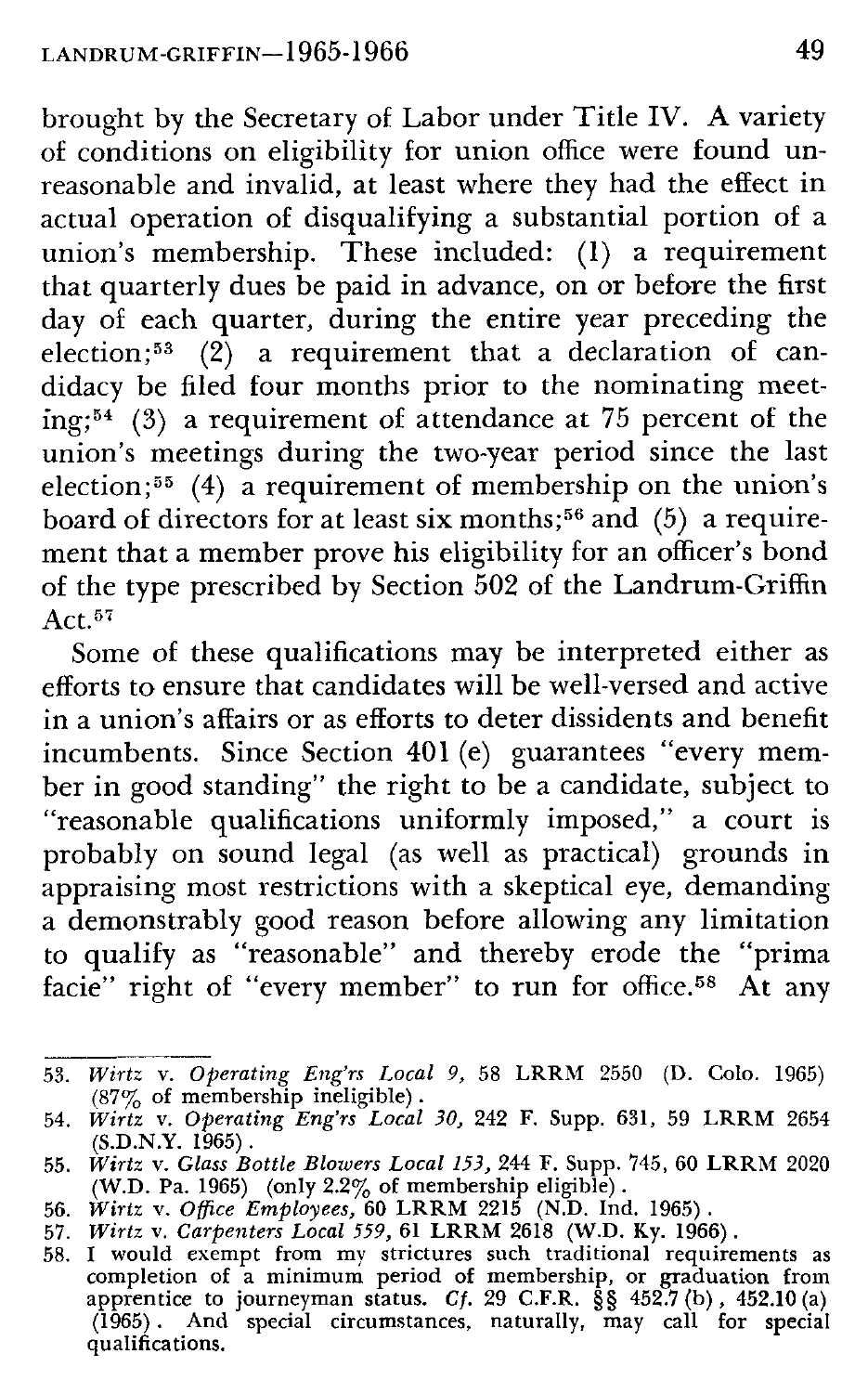brought by the Secretary of Labor under Title IV. A variety of conditions on eligibility for union office were found unreasonable and invalid, at least where they had the effect in actual operation of disqualifying a substantial portion of a union's membership. These included: (1) a requirement that quarterly dues be paid in advance, on or before the first day of each quarter, during the entire year preceding the election;[53] (2) a requirement that a declaration of candidacy be filed four months prior to the nominating meeting;[54] (3) a requirement of attendance at 75 percent of the union's meetings during the two-year period since the last election;[55] (4) a requirement of membership on the union's board of directors for at least six months;[56] and (5) a requirement that a member prove his eligibility for an officer's bond of the type prescribed by Section 502 of the Landrum-Griffin Act.[57]

Some of these qualifications may be interpreted either as efforts to ensure that candidates will be well-versed and active in a union's affairs or as efforts to deter dissidents and benefit incumbents. Since Section 401 (e) guarantees "every member in good standing" the right to be a candidate, subject to "reasonable qualifications uniformly imposed," a court is probably on sound legal (as well as practical) grounds in appraising most restrictions with a skeptical eye, demanding a demonstrably good reason before allowing any limitation to qualify as "reasonable" and thereby erode the "prima facie" right of "every member" to run for office.[58] At any

---

53. *Wirtz* v. *Operating Eng'rs Local 9,* 58 LRRM 2550 (D. Colo. 1965) (87% of membership ineligible).
54. *Wirtz* v. *Operating Eng'rs Local 30,* 242 F. Supp. 631, 59 LRRM 2654 (S.D.N.Y. 1965).
55. *Wirtz* v. *Glass Bottle Blowers Local 153,* 244 F. Supp. 745, 60 LRRM 2020 (W.D. Pa. 1965) (only 2.2% of membership eligible).
56. *Wirtz* v. *Office Employees,* 60 LRRM 2215 (N.D. Ind. 1965).
57. *Wirtz* v. *Carpenters Local 559,* 61 LRRM 2618 (W.D. Ky. 1966).
58. I would exempt from my strictures such traditional requirements as completion of a minimum period of membership, or graduation from apprentice to journeyman status. *Cf.* 29 C.F.R. §§ 452.7 (b), 452.10 (a) (1965). And special circumstances, naturally, may call for special qualifications.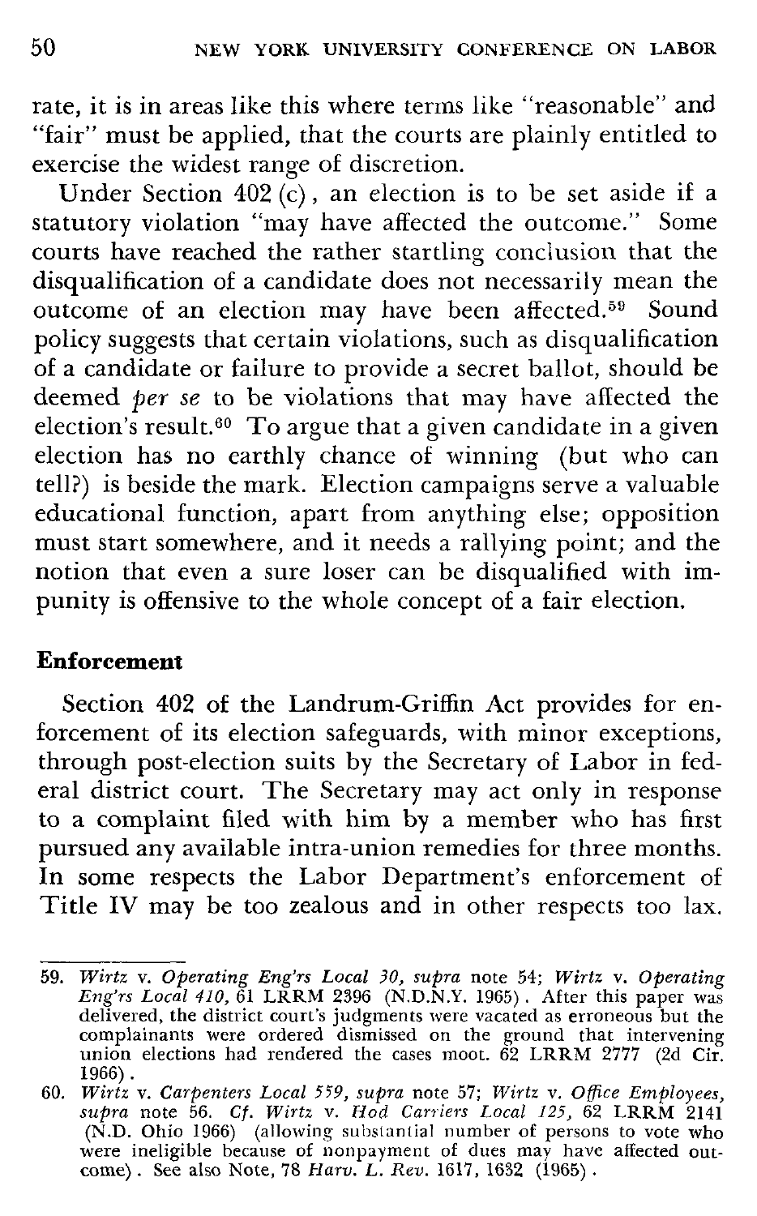rate, it is in areas like this where terms like "reasonable" and "fair" must be applied, that the courts are plainly entitled to exercise the widest range of discretion.

Under Section 402 (c), an election is to be set aside if a statutory violation "may have affected the outcome." Some courts have reached the rather startling conclusion that the disqualification of a candidate does not necessarily mean the outcome of an election may have been affected.[59] Sound policy suggests that certain violations, such as disqualification of a candidate or failure to provide a secret ballot, should be deemed *per se* to be violations that may have affected the election's result.[60] To argue that a given candidate in a given election has no earthly chance of winning (but who can tell?) is beside the mark. Election campaigns serve a valuable educational function, apart from anything else; opposition must start somewhere, and it needs a rallying point; and the notion that even a sure loser can be disqualified with impunity is offensive to the whole concept of a fair election.

### Enforcement

Section 402 of the Landrum-Griffin Act provides for enforcement of its election safeguards, with minor exceptions, through post-election suits by the Secretary of Labor in federal district court. The Secretary may act only in response to a complaint filed with him by a member who has first pursued any available intra-union remedies for three months. In some respects the Labor Department's enforcement of Title IV may be too zealous and in other respects too lax.

---

59. *Wirtz* v. *Operating Eng'rs Local 30, supra* note 54; *Wirtz* v. *Operating Eng'rs Local 410*, 61 LRRM 2396 (N.D.N.Y. 1965). After this paper was delivered, the district court's judgments were vacated as erroneous but the complainants were ordered dismissed on the ground that intervening union elections had rendered the cases moot. 62 LRRM 2777 (2d Cir. 1966).

60. *Wirtz* v. *Carpenters Local 559, supra* note 57; *Wirtz* v. *Office Employees, supra* note 56. *Cf. Wirtz* v. *Hod Carriers Local 125*, 62 LRRM 2141 (N.D. Ohio 1966) (allowing substantial number of persons to vote who were ineligible because of nonpayment of dues may have affected outcome). See also Note, 78 *Harv. L. Rev.* 1617, 1632 (1965).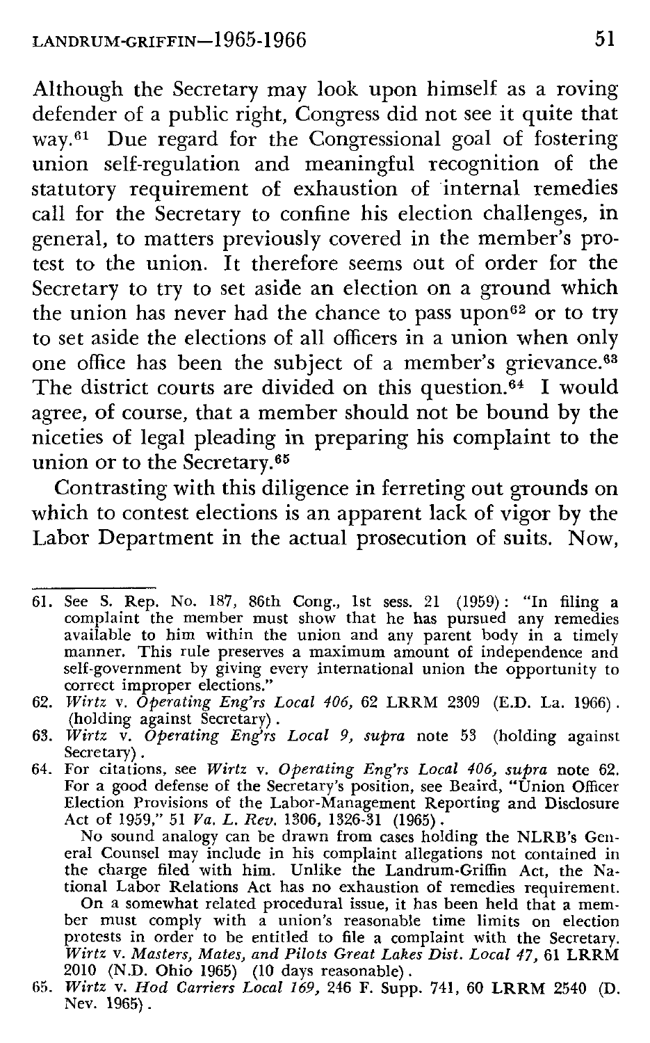Although the Secretary may look upon himself as a roving defender of a public right, Congress did not see it quite that way.[61] Due regard for the Congressional goal of fostering union self-regulation and meaningful recognition of the statutory requirement of exhaustion of internal remedies call for the Secretary to confine his election challenges, in general, to matters previously covered in the member's protest to the union. It therefore seems out of order for the Secretary to try to set aside an election on a ground which the union has never had the chance to pass upon[62] or to try to set aside the elections of all officers in a union when only one office has been the subject of a member's grievance.[63] The district courts are divided on this question.[64] I would agree, of course, that a member should not be bound by the niceties of legal pleading in preparing his complaint to the union or to the Secretary.[65]

Contrasting with this diligence in ferreting out grounds on which to contest elections is an apparent lack of vigor by the Labor Department in the actual prosecution of suits. Now,

---

61. See S. Rep. No. 187, 86th Cong., 1st sess. 21 (1959): "In filing a complaint the member must show that he has pursued any remedies available to him within the union and any parent body in a timely manner. This rule preserves a maximum amount of independence and self-government by giving every international union the opportunity to correct improper elections."

62. *Wirtz* v. *Operating Eng'rs Local 406*, 62 LRRM 2309 (E.D. La. 1966). (holding against Secretary).

63. *Wirtz* v. *Operating Eng'rs Local 9*, *supra* note 53 (holding against Secretary).

64. For citations, see *Wirtz* v. *Operating Eng'rs Local 406*, *supra* note 62. For a good defense of the Secretary's position, see Beaird, "Union Officer Election Provisions of the Labor-Management Reporting and Disclosure Act of 1959," 51 *Va. L. Rev.* 1306, 1326-31 (1965).

    No sound analogy can be drawn from cases holding the NLRB's General Counsel may include in his complaint allegations not contained in the charge filed with him. Unlike the Landrum-Griffin Act, the National Labor Relations Act has no exhaustion of remedies requirement.

    On a somewhat related procedural issue, it has been held that a member must comply with a union's reasonable time limits on election protests in order to be entitled to file a complaint with the Secretary. *Wirtz* v. *Masters, Mates, and Pilots Great Lakes Dist. Local 47*, 61 LRRM 2010 (N.D. Ohio 1965) (10 days reasonable).

65. *Wirtz* v. *Hod Carriers Local 169*, 246 F. Supp. 741, 60 LRRM 2540 (D. Nev. 1965).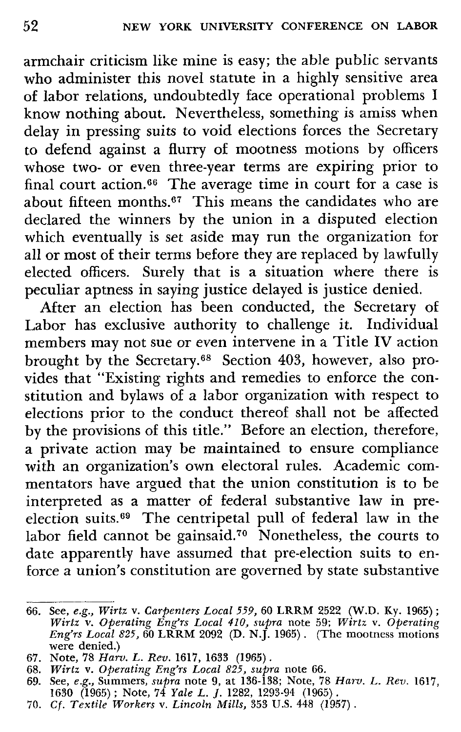armchair criticism like mine is easy; the able public servants who administer this novel statute in a highly sensitive area of labor relations, undoubtedly face operational problems I know nothing about. Nevertheless, something is amiss when delay in pressing suits to void elections forces the Secretary to defend against a flurry of mootness motions by officers whose two- or even three-year terms are expiring prior to final court action.[66] The average time in court for a case is about fifteen months.[67] This means the candidates who are declared the winners by the union in a disputed election which eventually is set aside may run the organization for all or most of their terms before they are replaced by lawfully elected officers. Surely that is a situation where there is peculiar aptness in saying justice delayed is justice denied.

After an election has been conducted, the Secretary of Labor has exclusive authority to challenge it. Individual members may not sue or even intervene in a Title IV action brought by the Secretary.[68] Section 403, however, also provides that "Existing rights and remedies to enforce the constitution and bylaws of a labor organization with respect to elections prior to the conduct thereof shall not be affected by the provisions of this title." Before an election, therefore, a private action may be maintained to ensure compliance with an organization's own electoral rules. Academic commentators have argued that the union constitution is to be interpreted as a matter of federal substantive law in pre-election suits.[69] The centripetal pull of federal law in the labor field cannot be gainsaid.[70] Nonetheless, the courts to date apparently have assumed that pre-election suits to enforce a union's constitution are governed by state substantive

---

66. See, *e.g.*, *Wirtz* v. *Carpenters Local 559*, 60 LRRM 2522 (W.D. Ky. 1965); *Wirtz* v. *Operating Eng'rs Local 410*, *supra* note 59; *Wirtz* v. *Operating Eng'rs Local 825*, 60 LRRM 2092 (D. N.J. 1965). (The mootness motions were denied.)
67. Note, 78 *Harv. L. Rev.* 1617, 1633 (1965).
68. *Wirtz* v. *Operating Eng'rs Local 825*, *supra* note 66.
69. See, *e.g.*, Summers, *supra* note 9, at 136-138; Note, 78 *Harv. L. Rev.* 1617, 1630 (1965); Note, 74 *Yale L. J.* 1282, 1293-94 (1965).
70. *Cf. Textile Workers* v. *Lincoln Mills*, 353 U.S. 448 (1957).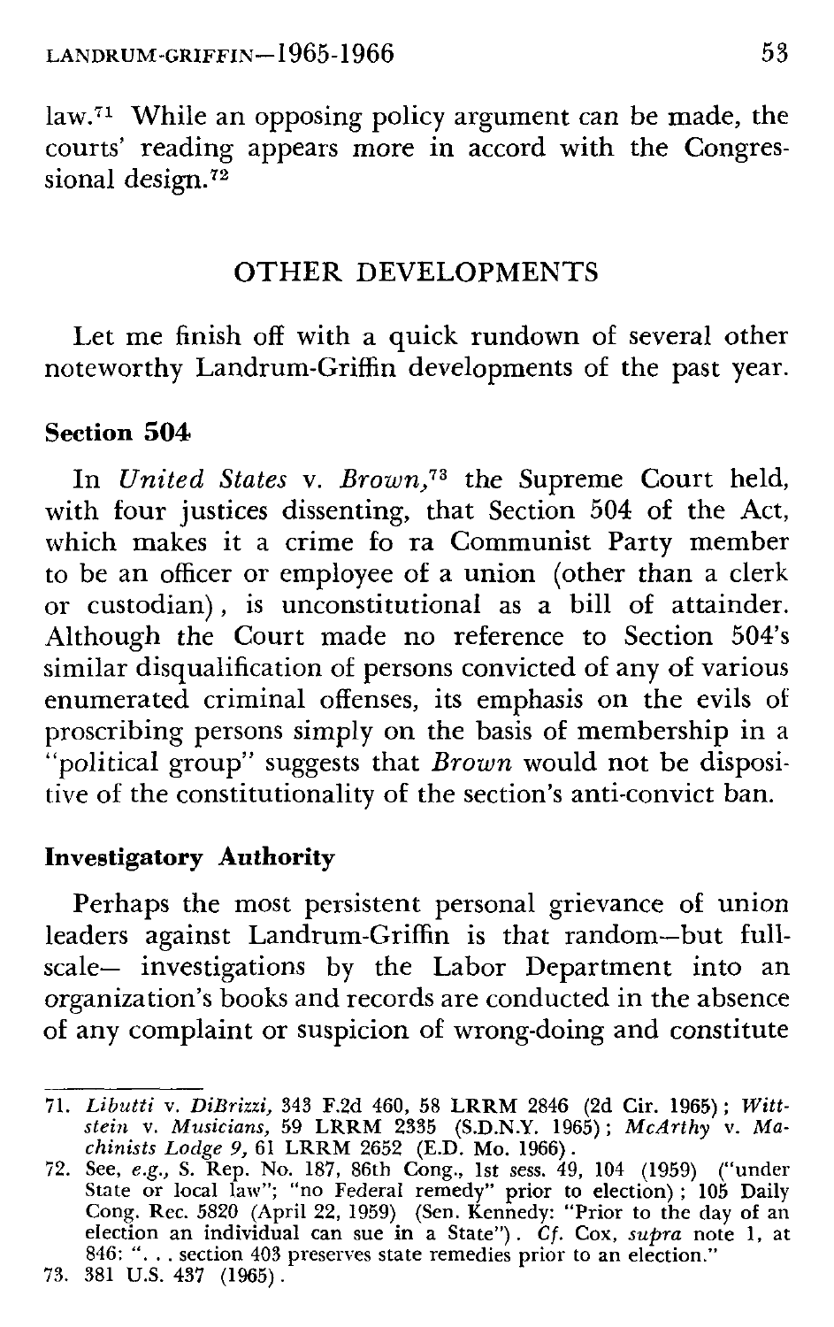law.[71] While an opposing policy argument can be made, the courts' reading appears more in accord with the Congressional design.[72]

## OTHER DEVELOPMENTS

Let me finish off with a quick rundown of several other noteworthy Landrum-Griffin developments of the past year.

### Section 504

In *United States* v. *Brown*,[73] the Supreme Court held, with four justices dissenting, that Section 504 of the Act, which makes it a crime fo ra Communist Party member to be an officer or employee of a union (other than a clerk or custodian), is unconstitutional as a bill of attainder. Although the Court made no reference to Section 504's similar disqualification of persons convicted of any of various enumerated criminal offenses, its emphasis on the evils of proscribing persons simply on the basis of membership in a "political group" suggests that *Brown* would not be dispositive of the constitutionality of the section's anti-convict ban.

### Investigatory Authority

Perhaps the most persistent personal grievance of union leaders against Landrum-Griffin is that random—but full-scale— investigations by the Labor Department into an organization's books and records are conducted in the absence of any complaint or suspicion of wrong-doing and constitute

---

71. *Libutti* v. *DiBrizzi,* 343 F.2d 460, 58 LRRM 2846 (2d Cir. 1965); *Wittstein* v. *Musicians,* 59 LRRM 2335 (S.D.N.Y. 1965); *McArthy* v. *Machinists Lodge 9,* 61 LRRM 2652 (E.D. Mo. 1966).
72. See, *e.g.,* S. Rep. No. 187, 86th Cong., 1st sess. 49, 104 (1959) ("under State or local law"; "no Federal remedy" prior to election); 105 Daily Cong. Rec. 5820 (April 22, 1959) (Sen. Kennedy: "Prior to the day of an election an individual can sue in a State"). *Cf.* Cox, *supra* note 1, at 846: ". . . section 403 preserves state remedies prior to an election."
73. 381 U.S. 437 (1965).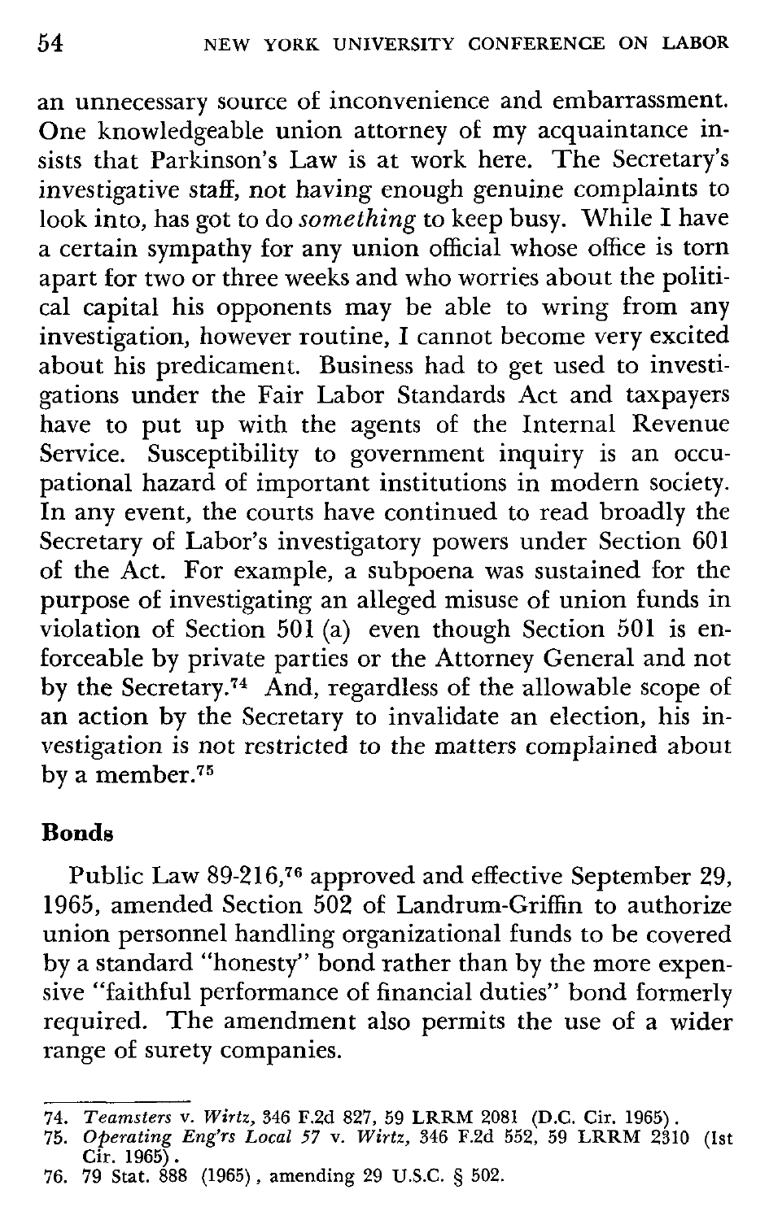an unnecessary source of inconvenience and embarrassment. One knowledgeable union attorney of my acquaintance insists that Parkinson's Law is at work here. The Secretary's investigative staff, not having enough genuine complaints to look into, has got to do *something* to keep busy. While I have a certain sympathy for any union official whose office is torn apart for two or three weeks and who worries about the political capital his opponents may be able to wring from any investigation, however routine, I cannot become very excited about his predicament. Business had to get used to investigations under the Fair Labor Standards Act and taxpayers have to put up with the agents of the Internal Revenue Service. Susceptibility to government inquiry is an occupational hazard of important institutions in modern society. In any event, the courts have continued to read broadly the Secretary of Labor's investigatory powers under Section 601 of the Act. For example, a subpoena was sustained for the purpose of investigating an alleged misuse of union funds in violation of Section 501 (a) even though Section 501 is enforceable by private parties or the Attorney General and not by the Secretary.[74] And, regardless of the allowable scope of an action by the Secretary to invalidate an election, his investigation is not restricted to the matters complained about by a member.[75]

## Bonds

Public Law 89-216,[76] approved and effective September 29, 1965, amended Section 502 of Landrum-Griffin to authorize union personnel handling organizational funds to be covered by a standard "honesty" bond rather than by the more expensive "faithful performance of financial duties" bond formerly required. The amendment also permits the use of a wider range of surety companies.

---

74. *Teamsters* v. *Wirtz,* 346 F.2d 827, 59 LRRM 2081 (D.C. Cir. 1965).
75. *Operating Eng'rs Local 57* v. *Wirtz,* 346 F.2d 552, 59 LRRM 2310 (1st Cir. 1965).
76. 79 Stat. 888 (1965), amending 29 U.S.C. § 502.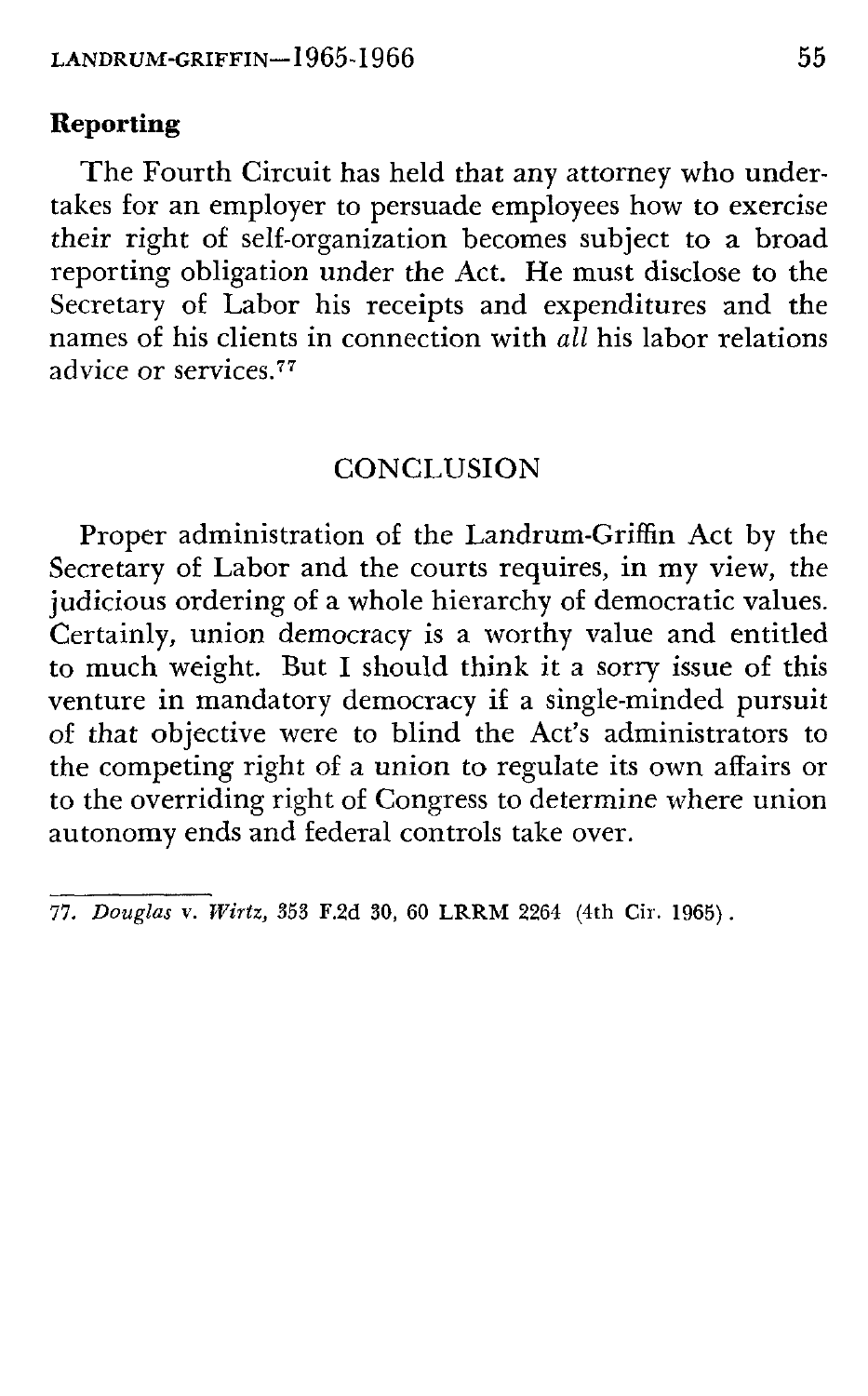### Reporting

The Fourth Circuit has held that any attorney who undertakes for an employer to persuade employees how to exercise their right of self-organization becomes subject to a broad reporting obligation under the Act. He must disclose to the Secretary of Labor his receipts and expenditures and the names of his clients in connection with *all* his labor relations advice or services.[77]

## CONCLUSION

Proper administration of the Landrum-Griffin Act by the Secretary of Labor and the courts requires, in my view, the judicious ordering of a whole hierarchy of democratic values. Certainly, union democracy is a worthy value and entitled to much weight. But I should think it a sorry issue of this venture in mandatory democracy if a single-minded pursuit of that objective were to blind the Act's administrators to the competing right of a union to regulate its own affairs or to the overriding right of Congress to determine where union autonomy ends and federal controls take over.

---

77. *Douglas* v. *Wirtz*, 353 F.2d 30, 60 LRRM 2264 (4th Cir. 1965).